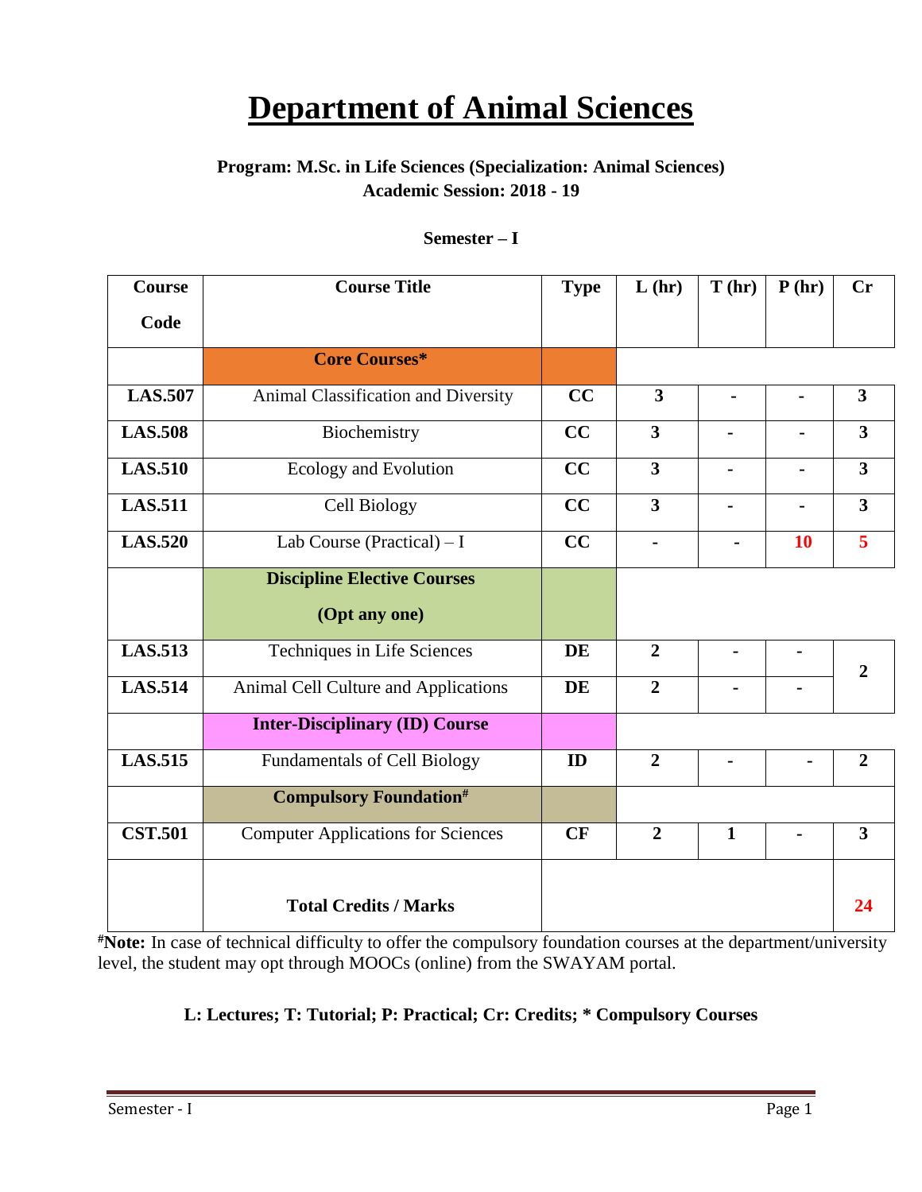# Department of Animal Sciences

**Program: M.Sc. in Life Sciences (Specialization: Animal Sciences)**
**Academic Session: 2018 - 19**

**Semester – I**

| Course Code | Course Title | Type | L (hr) | T (hr) | P (hr) | Cr |
|---|---|---|---|---|---|---|
| | **Core Courses*** | | | | | |
| **LAS.507** | Animal Classification and Diversity | **CC** | **3** | **-** | **-** | **3** |
| **LAS.508** | Biochemistry | **CC** | **3** | **-** | **-** | **3** |
| **LAS.510** | Ecology and Evolution | **CC** | **3** | **-** | **-** | **3** |
| **LAS.511** | Cell Biology | **CC** | **3** | **-** | **-** | **3** |
| **LAS.520** | Lab Course (Practical) – I | **CC** | **-** | **-** | **10** | **5** |
| | **Discipline Elective Courses (Opt any one)** | | | | | |
| **LAS.513** | Techniques in Life Sciences | **DE** | **2** | **-** | **-** | **2** |
| **LAS.514** | Animal Cell Culture and Applications | **DE** | **2** | **-** | **-** | |
| | **Inter-Disciplinary (ID) Course** | | | | | |
| **LAS.515** | Fundamentals of Cell Biology | **ID** | **2** | **-** | **-** | **2** |
| | **Compulsory Foundation#** | | | | | |
| **CST.501** | Computer Applications for Sciences | **CF** | **2** | **1** | **-** | **3** |
| | **Total Credits / Marks** | | | | | **24** |

**#Note:** In case of technical difficulty to offer the compulsory foundation courses at the department/university level, the student may opt through MOOCs (online) from the SWAYAM portal.

**L: Lectures; T: Tutorial; P: Practical; Cr: Credits; * Compulsory Courses**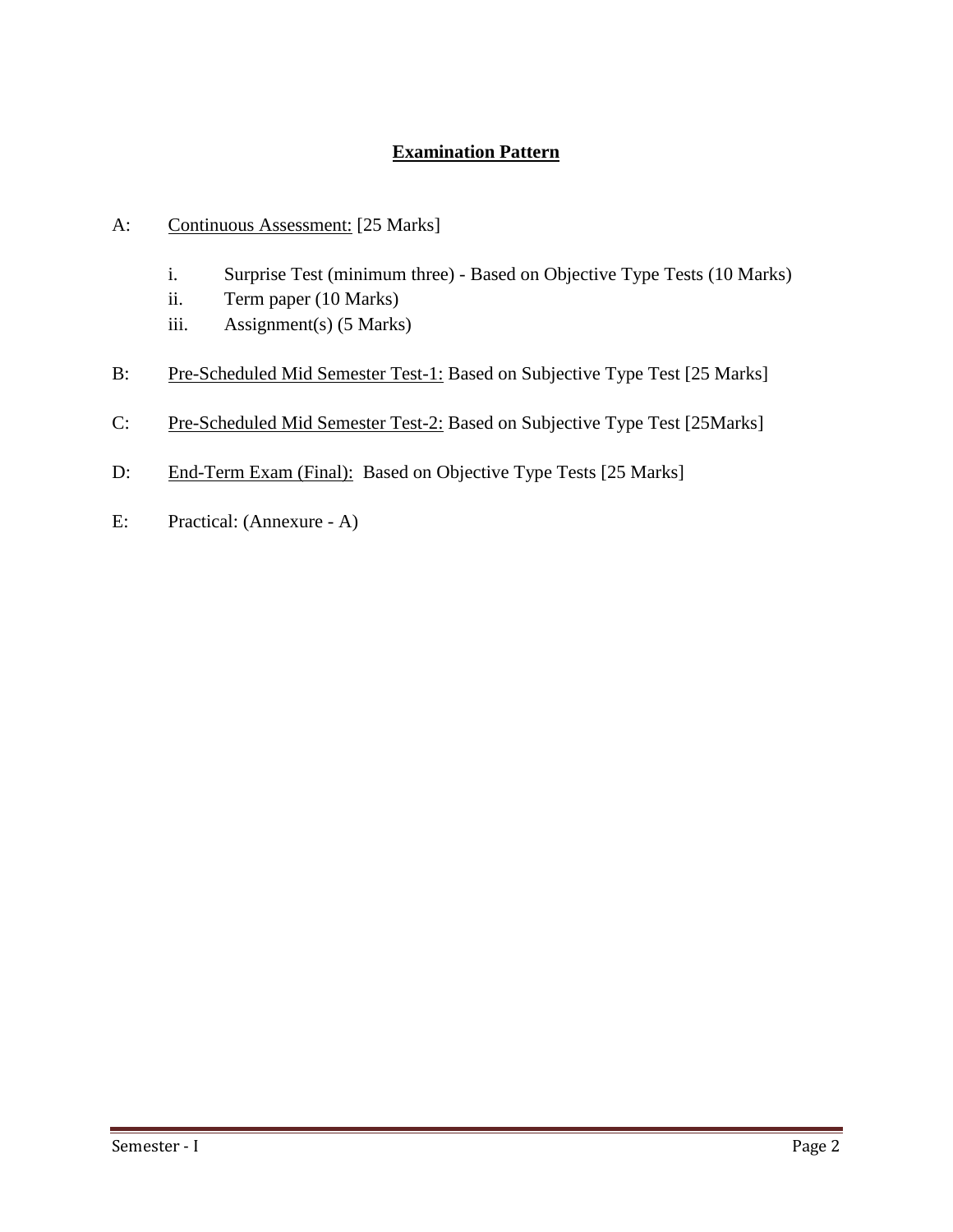## Examination Pattern

A: Continuous Assessment: [25 Marks]

- i. Surprise Test (minimum three) - Based on Objective Type Tests (10 Marks)
- ii. Term paper (10 Marks)
- iii. Assignment(s) (5 Marks)

B: Pre-Scheduled Mid Semester Test-1: Based on Subjective Type Test [25 Marks]

C: Pre-Scheduled Mid Semester Test-2: Based on Subjective Type Test [25Marks]

D: End-Term Exam (Final): Based on Objective Type Tests [25 Marks]

E: Practical: (Annexure - A)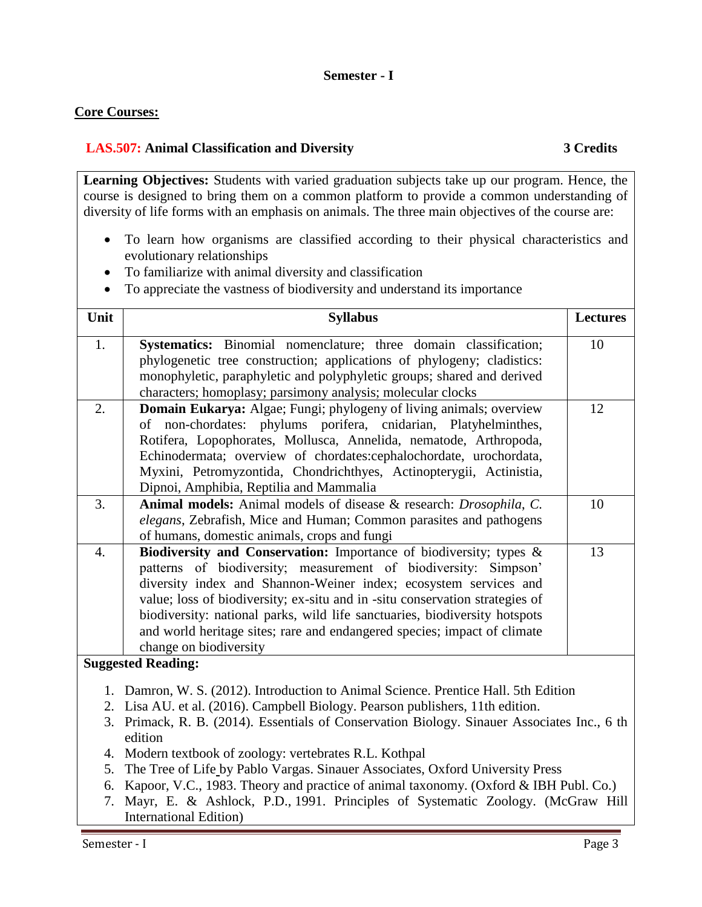## Semester - I

### Core Courses:

**LAS.507: Animal Classification and Diversity** **3 Credits**

**Learning Objectives:** Students with varied graduation subjects take up our program. Hence, the course is designed to bring them on a common platform to provide a common understanding of diversity of life forms with an emphasis on animals. The three main objectives of the course are:

- To learn how organisms are classified according to their physical characteristics and evolutionary relationships
- To familiarize with animal diversity and classification
- To appreciate the vastness of biodiversity and understand its importance

| Unit | Syllabus | Lectures |
|---|---|---|
| 1. | **Systematics:** Binomial nomenclature; three domain classification; phylogenetic tree construction; applications of phylogeny; cladistics: monophyletic, paraphyletic and polyphyletic groups; shared and derived characters; homoplasy; parsimony analysis; molecular clocks | 10 |
| 2. | **Domain Eukarya:** Algae; Fungi; phylogeny of living animals; overview of non-chordates: phylums porifera, cnidarian, Platyhelminthes, Rotifera, Lopophorates, Mollusca, Annelida, nematode, Arthropoda, Echinodermata; overview of chordates:cephalochordate, urochordata, Myxini, Petromyzontida, Chondrichthyes, Actinopterygii, Actinistia, Dipnoi, Amphibia, Reptilia and Mammalia | 12 |
| 3. | **Animal models:** Animal models of disease & research: *Drosophila*, *C. elegans*, Zebrafish, Mice and Human; Common parasites and pathogens of humans, domestic animals, crops and fungi | 10 |
| 4. | **Biodiversity and Conservation:** Importance of biodiversity; types & patterns of biodiversity; measurement of biodiversity: Simpson' diversity index and Shannon-Weiner index; ecosystem services and value; loss of biodiversity; ex-situ and in -situ conservation strategies of biodiversity: national parks, wild life sanctuaries, biodiversity hotspots and world heritage sites; rare and endangered species; impact of climate change on biodiversity | 13 |

**Suggested Reading:**

1. Damron, W. S. (2012). Introduction to Animal Science. Prentice Hall. 5th Edition
2. Lisa AU. et al. (2016). Campbell Biology. Pearson publishers, 11th edition.
3. Primack, R. B. (2014). Essentials of Conservation Biology. Sinauer Associates Inc., 6 th edition
4. Modern textbook of zoology: vertebrates R.L. Kothpal
5. The Tree of Life by Pablo Vargas. Sinauer Associates, Oxford University Press
6. Kapoor, V.C., 1983. Theory and practice of animal taxonomy. (Oxford & IBH Publ. Co.)
7. Mayr, E. & Ashlock, P.D., 1991. Principles of Systematic Zoology. (McGraw Hill International Edition)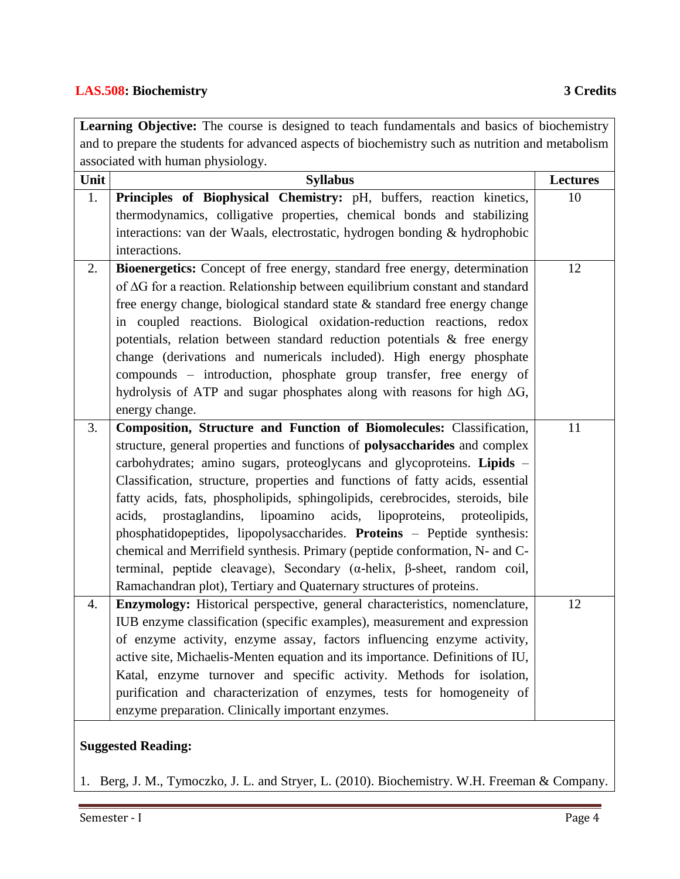## LAS.508: Biochemistry 3 Credits

**Learning Objective:** The course is designed to teach fundamentals and basics of biochemistry and to prepare the students for advanced aspects of biochemistry such as nutrition and metabolism associated with human physiology.

| Unit | Syllabus | Lectures |
|---|---|---|
| 1. | **Principles of Biophysical Chemistry:** pH, buffers, reaction kinetics, thermodynamics, colligative properties, chemical bonds and stabilizing interactions: van der Waals, electrostatic, hydrogen bonding & hydrophobic interactions. | 10 |
| 2. | **Bioenergetics:** Concept of free energy, standard free energy, determination of $\Delta G$ for a reaction. Relationship between equilibrium constant and standard free energy change, biological standard state & standard free energy change in coupled reactions. Biological oxidation-reduction reactions, redox potentials, relation between standard reduction potentials & free energy change (derivations and numericals included). High energy phosphate compounds – introduction, phosphate group transfer, free energy of hydrolysis of ATP and sugar phosphates along with reasons for high $\Delta G$, energy change. | 12 |
| 3. | **Composition, Structure and Function of Biomolecules:** Classification, structure, general properties and functions of **polysaccharides** and complex carbohydrates; amino sugars, proteoglycans and glycoproteins. **Lipids** – Classification, structure, properties and functions of fatty acids, essential fatty acids, fats, phospholipids, sphingolipids, cerebrocides, steroids, bile acids, prostaglandins, lipoamino acids, lipoproteins, proteolipids, phosphatidopeptides, lipopolysaccharides. **Proteins** – Peptide synthesis: chemical and Merrifield synthesis. Primary (peptide conformation, N- and C-terminal, peptide cleavage), Secondary ($\alpha$-helix, $\beta$-sheet, random coil, Ramachandran plot), Tertiary and Quaternary structures of proteins. | 11 |
| 4. | **Enzymology:** Historical perspective, general characteristics, nomenclature, IUB enzyme classification (specific examples), measurement and expression of enzyme activity, enzyme assay, factors influencing enzyme activity, active site, Michaelis-Menten equation and its importance. Definitions of IU, Katal, enzyme turnover and specific activity. Methods for isolation, purification and characterization of enzymes, tests for homogeneity of enzyme preparation. Clinically important enzymes. | 12 |

**Suggested Reading:**

1. Berg, J. M., Tymoczko, J. L. and Stryer, L. (2010). Biochemistry. W.H. Freeman & Company.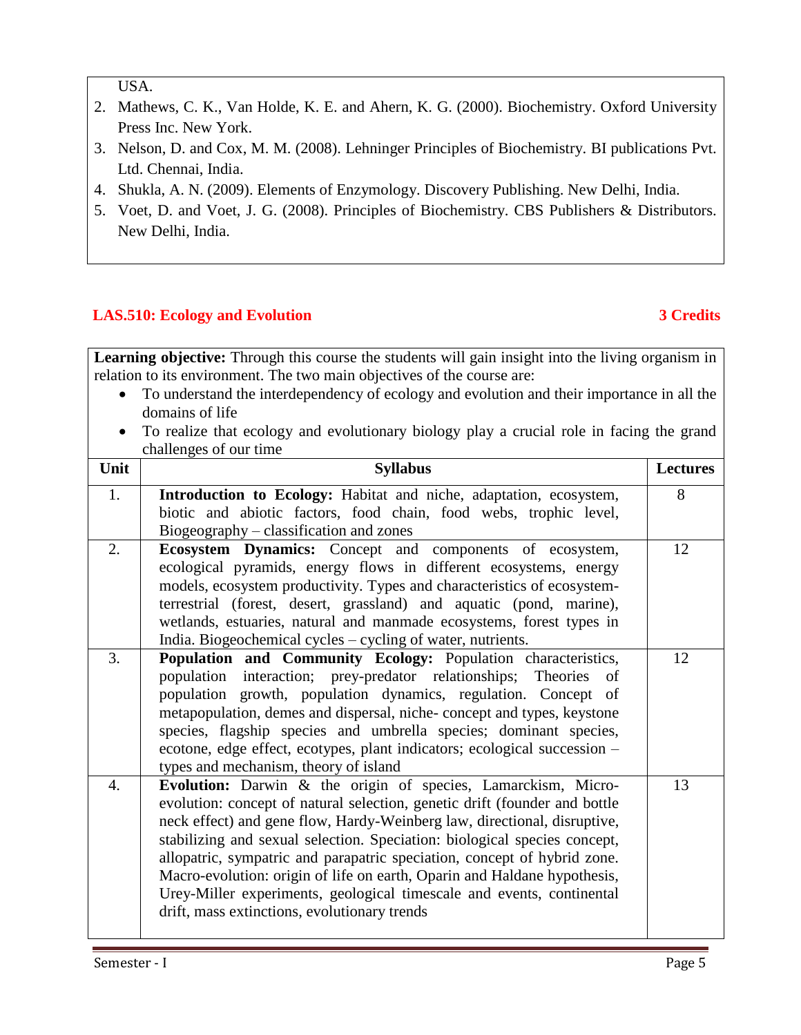USA.

2. Mathews, C. K., Van Holde, K. E. and Ahern, K. G. (2000). Biochemistry. Oxford University Press Inc. New York.
3. Nelson, D. and Cox, M. M. (2008). Lehninger Principles of Biochemistry. BI publications Pvt. Ltd. Chennai, India.
4. Shukla, A. N. (2009). Elements of Enzymology. Discovery Publishing. New Delhi, India.
5. Voet, D. and Voet, J. G. (2008). Principles of Biochemistry. CBS Publishers & Distributors. New Delhi, India.

## LAS.510: Ecology and Evolution — 3 Credits

**Learning objective:** Through this course the students will gain insight into the living organism in relation to its environment. The two main objectives of the course are:

- To understand the interdependency of ecology and evolution and their importance in all the domains of life
- To realize that ecology and evolutionary biology play a crucial role in facing the grand challenges of our time

| Unit | Syllabus | Lectures |
|---|---|---|
| 1. | **Introduction to Ecology:** Habitat and niche, adaptation, ecosystem, biotic and abiotic factors, food chain, food webs, trophic level, Biogeography – classification and zones | 8 |
| 2. | **Ecosystem Dynamics:** Concept and components of ecosystem, ecological pyramids, energy flows in different ecosystems, energy models, ecosystem productivity. Types and characteristics of ecosystem-terrestrial (forest, desert, grassland) and aquatic (pond, marine), wetlands, estuaries, natural and manmade ecosystems, forest types in India. Biogeochemical cycles – cycling of water, nutrients. | 12 |
| 3. | **Population and Community Ecology:** Population characteristics, population interaction; prey-predator relationships; Theories of population growth, population dynamics, regulation. Concept of metapopulation, demes and dispersal, niche- concept and types, keystone species, flagship species and umbrella species; dominant species, ecotone, edge effect, ecotypes, plant indicators; ecological succession – types and mechanism, theory of island | 12 |
| 4. | **Evolution:** Darwin & the origin of species, Lamarckism, Micro-evolution: concept of natural selection, genetic drift (founder and bottle neck effect) and gene flow, Hardy-Weinberg law, directional, disruptive, stabilizing and sexual selection. Speciation: biological species concept, allopatric, sympatric and parapatric speciation, concept of hybrid zone. Macro-evolution: origin of life on earth, Oparin and Haldane hypothesis, Urey-Miller experiments, geological timescale and events, continental drift, mass extinctions, evolutionary trends | 13 |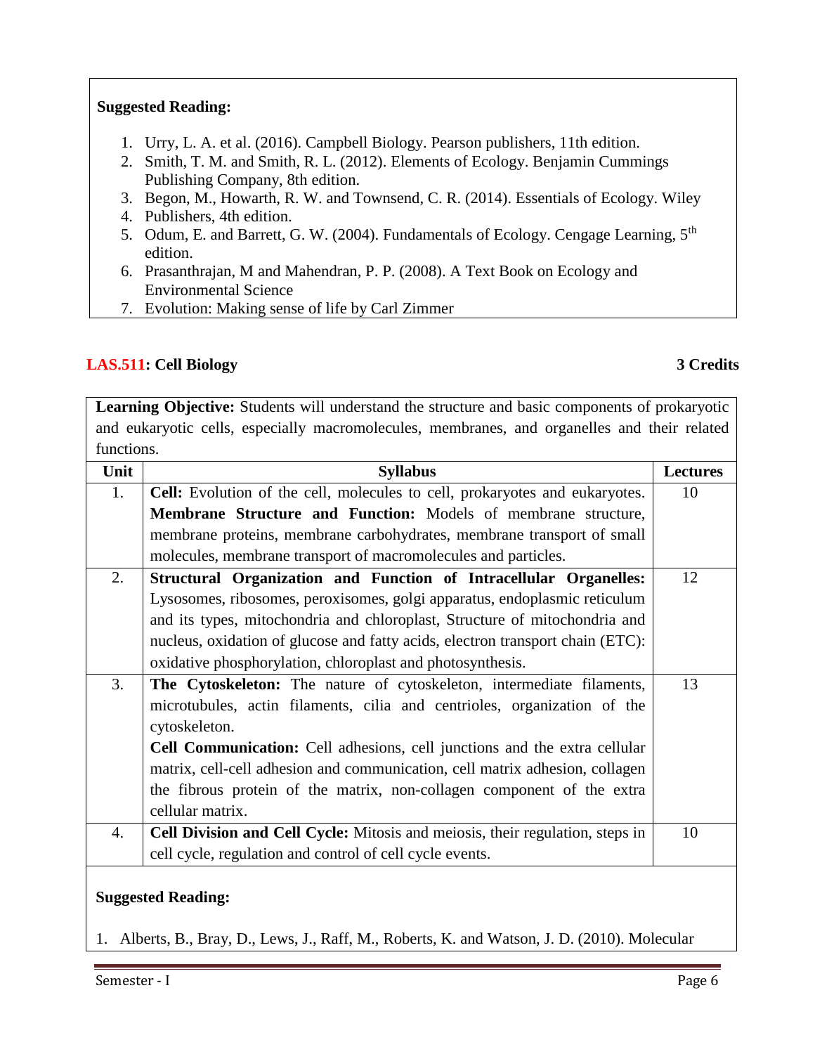**Suggested Reading:**

1. Urry, L. A. et al. (2016). Campbell Biology. Pearson publishers, 11th edition.
2. Smith, T. M. and Smith, R. L. (2012). Elements of Ecology. Benjamin Cummings Publishing Company, 8th edition.
3. Begon, M., Howarth, R. W. and Townsend, C. R. (2014). Essentials of Ecology. Wiley
4. Publishers, 4th edition.
5. Odum, E. and Barrett, G. W. (2004). Fundamentals of Ecology. Cengage Learning, 5th edition.
6. Prasanthrajan, M and Mahendran, P. P. (2008). A Text Book on Ecology and Environmental Science
7. Evolution: Making sense of life by Carl Zimmer

## LAS.511: Cell Biology — 3 Credits

**Learning Objective:** Students will understand the structure and basic components of prokaryotic and eukaryotic cells, especially macromolecules, membranes, and organelles and their related functions.

| Unit | Syllabus | Lectures |
|---|---|---|
| 1. | **Cell:** Evolution of the cell, molecules to cell, prokaryotes and eukaryotes. **Membrane Structure and Function:** Models of membrane structure, membrane proteins, membrane carbohydrates, membrane transport of small molecules, membrane transport of macromolecules and particles. | 10 |
| 2. | **Structural Organization and Function of Intracellular Organelles:** Lysosomes, ribosomes, peroxisomes, golgi apparatus, endoplasmic reticulum and its types, mitochondria and chloroplast, Structure of mitochondria and nucleus, oxidation of glucose and fatty acids, electron transport chain (ETC): oxidative phosphorylation, chloroplast and photosynthesis. | 12 |
| 3. | **The Cytoskeleton:** The nature of cytoskeleton, intermediate filaments, microtubules, actin filaments, cilia and centrioles, organization of the cytoskeleton. **Cell Communication:** Cell adhesions, cell junctions and the extra cellular matrix, cell-cell adhesion and communication, cell matrix adhesion, collagen the fibrous protein of the matrix, non-collagen component of the extra cellular matrix. | 13 |
| 4. | **Cell Division and Cell Cycle:** Mitosis and meiosis, their regulation, steps in cell cycle, regulation and control of cell cycle events. | 10 |

**Suggested Reading:**

1. Alberts, B., Bray, D., Lews, J., Raff, M., Roberts, K. and Watson, J. D. (2010). Molecular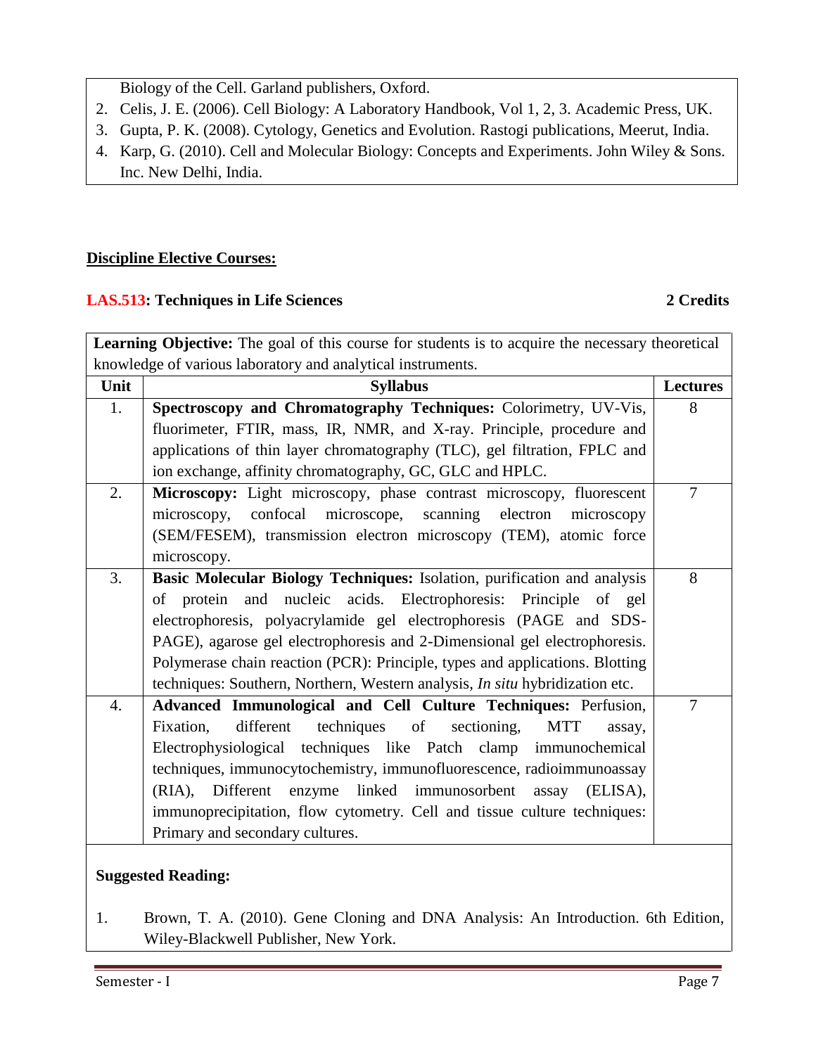Biology of the Cell. Garland publishers, Oxford.
2. Celis, J. E. (2006). Cell Biology: A Laboratory Handbook, Vol 1, 2, 3. Academic Press, UK.
3. Gupta, P. K. (2008). Cytology, Genetics and Evolution. Rastogi publications, Meerut, India.
4. Karp, G. (2010). Cell and Molecular Biology: Concepts and Experiments. John Wiley & Sons. Inc. New Delhi, India.

## Discipline Elective Courses:

### LAS.513: Techniques in Life Sciences — 2 Credits

**Learning Objective:** The goal of this course for students is to acquire the necessary theoretical knowledge of various laboratory and analytical instruments.

| Unit | Syllabus | Lectures |
|---|---|---|
| 1. | **Spectroscopy and Chromatography Techniques:** Colorimetry, UV-Vis, fluorimeter, FTIR, mass, IR, NMR, and X-ray. Principle, procedure and applications of thin layer chromatography (TLC), gel filtration, FPLC and ion exchange, affinity chromatography, GC, GLC and HPLC. | 8 |
| 2. | **Microscopy:** Light microscopy, phase contrast microscopy, fluorescent microscopy, confocal microscope, scanning electron microscopy (SEM/FESEM), transmission electron microscopy (TEM), atomic force microscopy. | 7 |
| 3. | **Basic Molecular Biology Techniques:** Isolation, purification and analysis of protein and nucleic acids. Electrophoresis: Principle of gel electrophoresis, polyacrylamide gel electrophoresis (PAGE and SDS-PAGE), agarose gel electrophoresis and 2-Dimensional gel electrophoresis. Polymerase chain reaction (PCR): Principle, types and applications. Blotting techniques: Southern, Northern, Western analysis, *In situ* hybridization etc. | 8 |
| 4. | **Advanced Immunological and Cell Culture Techniques:** Perfusion, Fixation, different techniques of sectioning, MTT assay, Electrophysiological techniques like Patch clamp immunochemical techniques, immunocytochemistry, immunofluorescence, radioimmunoassay (RIA), Different enzyme linked immunosorbent assay (ELISA), immunoprecipitation, flow cytometry. Cell and tissue culture techniques: Primary and secondary cultures. | 7 |

**Suggested Reading:**

1. Brown, T. A. (2010). Gene Cloning and DNA Analysis: An Introduction. 6th Edition, Wiley-Blackwell Publisher, New York.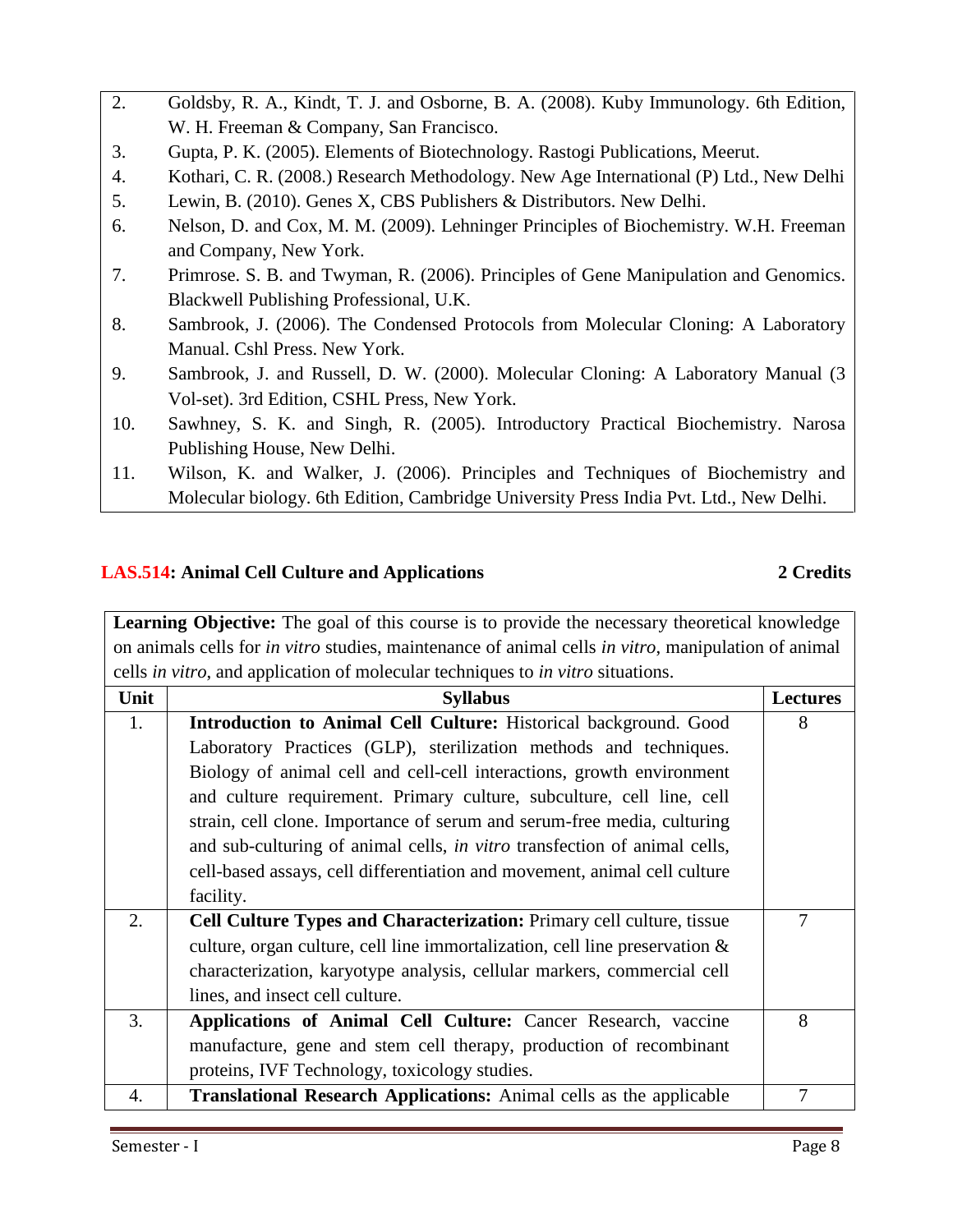2. Goldsby, R. A., Kindt, T. J. and Osborne, B. A. (2008). Kuby Immunology. 6th Edition, W. H. Freeman & Company, San Francisco.
3. Gupta, P. K. (2005). Elements of Biotechnology. Rastogi Publications, Meerut.
4. Kothari, C. R. (2008.) Research Methodology. New Age International (P) Ltd., New Delhi
5. Lewin, B. (2010). Genes X, CBS Publishers & Distributors. New Delhi.
6. Nelson, D. and Cox, M. M. (2009). Lehninger Principles of Biochemistry. W.H. Freeman and Company, New York.
7. Primrose. S. B. and Twyman, R. (2006). Principles of Gene Manipulation and Genomics. Blackwell Publishing Professional, U.K.
8. Sambrook, J. (2006). The Condensed Protocols from Molecular Cloning: A Laboratory Manual. Cshl Press. New York.
9. Sambrook, J. and Russell, D. W. (2000). Molecular Cloning: A Laboratory Manual (3 Vol-set). 3rd Edition, CSHL Press, New York.
10. Sawhney, S. K. and Singh, R. (2005). Introductory Practical Biochemistry. Narosa Publishing House, New Delhi.
11. Wilson, K. and Walker, J. (2006). Principles and Techniques of Biochemistry and Molecular biology. 6th Edition, Cambridge University Press India Pvt. Ltd., New Delhi.

## LAS.514: Animal Cell Culture and Applications — 2 Credits

**Learning Objective:** The goal of this course is to provide the necessary theoretical knowledge on animals cells for *in vitro* studies, maintenance of animal cells *in vitro*, manipulation of animal cells *in vitro*, and application of molecular techniques to *in vitro* situations.

| Unit | Syllabus | Lectures |
|---|---|---|
| 1. | **Introduction to Animal Cell Culture:** Historical background. Good Laboratory Practices (GLP), sterilization methods and techniques. Biology of animal cell and cell-cell interactions, growth environment and culture requirement. Primary culture, subculture, cell line, cell strain, cell clone. Importance of serum and serum-free media, culturing and sub-culturing of animal cells, *in vitro* transfection of animal cells, cell-based assays, cell differentiation and movement, animal cell culture facility. | 8 |
| 2. | **Cell Culture Types and Characterization:** Primary cell culture, tissue culture, organ culture, cell line immortalization, cell line preservation & characterization, karyotype analysis, cellular markers, commercial cell lines, and insect cell culture. | 7 |
| 3. | **Applications of Animal Cell Culture:** Cancer Research, vaccine manufacture, gene and stem cell therapy, production of recombinant proteins, IVF Technology, toxicology studies. | 8 |
| 4. | **Translational Research Applications:** Animal cells as the applicable | 7 |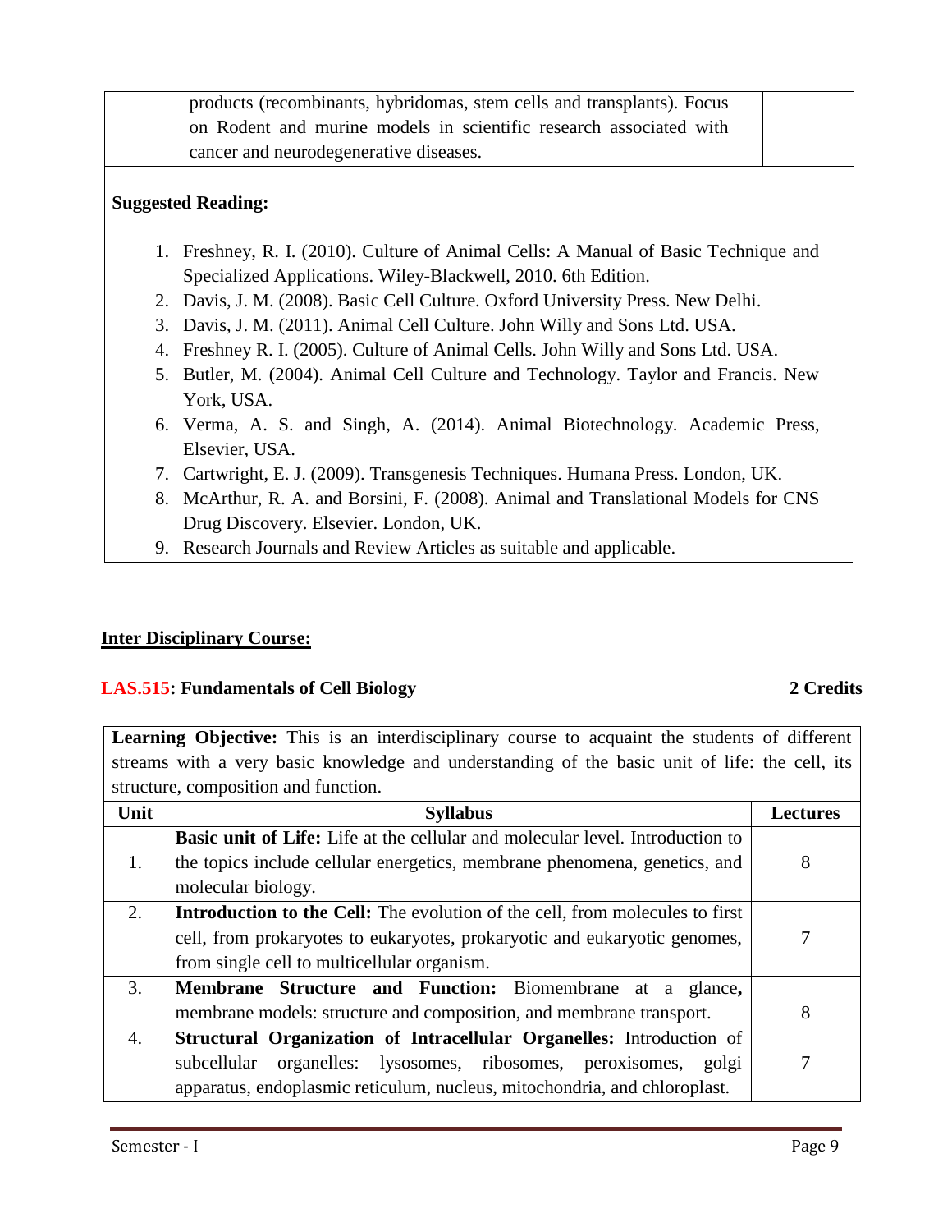| | | |
|---|---|---|
| | products (recombinants, hybridomas, stem cells and transplants). Focus on Rodent and murine models in scientific research associated with cancer and neurodegenerative diseases. | |

**Suggested Reading:**

1. Freshney, R. I. (2010). Culture of Animal Cells: A Manual of Basic Technique and Specialized Applications. Wiley-Blackwell, 2010. 6th Edition.
2. Davis, J. M. (2008). Basic Cell Culture. Oxford University Press. New Delhi.
3. Davis, J. M. (2011). Animal Cell Culture. John Willy and Sons Ltd. USA.
4. Freshney R. I. (2005). Culture of Animal Cells. John Willy and Sons Ltd. USA.
5. Butler, M. (2004). Animal Cell Culture and Technology. Taylor and Francis. New York, USA.
6. Verma, A. S. and Singh, A. (2014). Animal Biotechnology. Academic Press, Elsevier, USA.
7. Cartwright, E. J. (2009). Transgenesis Techniques. Humana Press. London, UK.
8. McArthur, R. A. and Borsini, F. (2008). Animal and Translational Models for CNS Drug Discovery. Elsevier. London, UK.
9. Research Journals and Review Articles as suitable and applicable.

## Inter Disciplinary Course:

### LAS.515: Fundamentals of Cell Biology — 2 Credits

**Learning Objective:** This is an interdisciplinary course to acquaint the students of different streams with a very basic knowledge and understanding of the basic unit of life: the cell, its structure, composition and function.

| Unit | Syllabus | Lectures |
|---|---|---|
| 1. | **Basic unit of Life:** Life at the cellular and molecular level. Introduction to the topics include cellular energetics, membrane phenomena, genetics, and molecular biology. | 8 |
| 2. | **Introduction to the Cell:** The evolution of the cell, from molecules to first cell, from prokaryotes to eukaryotes, prokaryotic and eukaryotic genomes, from single cell to multicellular organism. | 7 |
| 3. | **Membrane Structure and Function:** Biomembrane at a glance**,** membrane models: structure and composition, and membrane transport. | 8 |
| 4. | **Structural Organization of Intracellular Organelles:** Introduction of subcellular organelles: lysosomes, ribosomes, peroxisomes, golgi apparatus, endoplasmic reticulum, nucleus, mitochondria, and chloroplast. | 7 |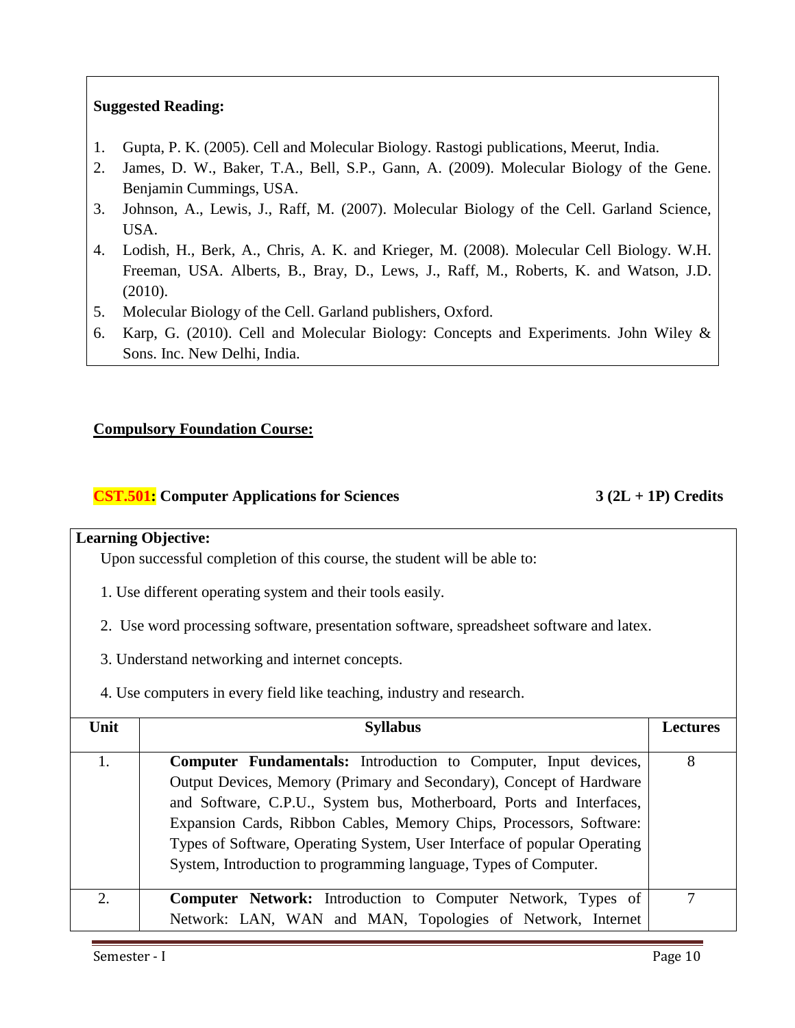**Suggested Reading:**

1. Gupta, P. K. (2005). Cell and Molecular Biology. Rastogi publications, Meerut, India.
2. James, D. W., Baker, T.A., Bell, S.P., Gann, A. (2009). Molecular Biology of the Gene. Benjamin Cummings, USA.
3. Johnson, A., Lewis, J., Raff, M. (2007). Molecular Biology of the Cell. Garland Science, USA.
4. Lodish, H., Berk, A., Chris, A. K. and Krieger, M. (2008). Molecular Cell Biology. W.H. Freeman, USA. Alberts, B., Bray, D., Lews, J., Raff, M., Roberts, K. and Watson, J.D. (2010).
5. Molecular Biology of the Cell. Garland publishers, Oxford.
6. Karp, G. (2010). Cell and Molecular Biology: Concepts and Experiments. John Wiley & Sons. Inc. New Delhi, India.

**Compulsory Foundation Course:**

**CST.501: Computer Applications for Sciences** **3 (2L + 1P) Credits**

**Learning Objective:**

Upon successful completion of this course, the student will be able to:

1. Use different operating system and their tools easily.
2. Use word processing software, presentation software, spreadsheet software and latex.
3. Understand networking and internet concepts.
4. Use computers in every field like teaching, industry and research.

| Unit | Syllabus | Lectures |
|---|---|---|
| 1. | **Computer Fundamentals:** Introduction to Computer, Input devices, Output Devices, Memory (Primary and Secondary), Concept of Hardware and Software, C.P.U., System bus, Motherboard, Ports and Interfaces, Expansion Cards, Ribbon Cables, Memory Chips, Processors, Software: Types of Software, Operating System, User Interface of popular Operating System, Introduction to programming language, Types of Computer. | 8 |
| 2. | **Computer Network:** Introduction to Computer Network, Types of Network: LAN, WAN and MAN, Topologies of Network, Internet | 7 |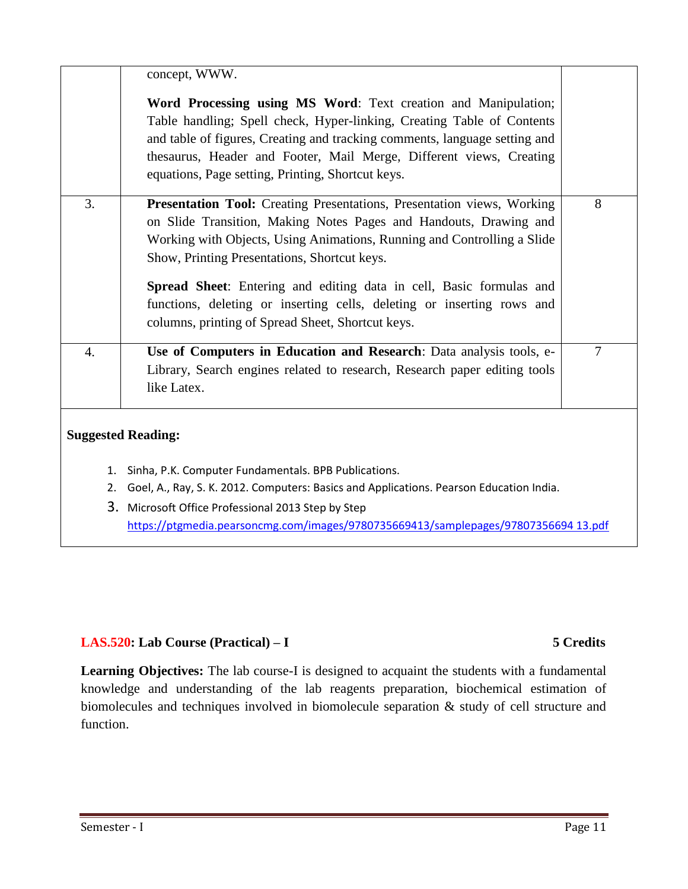| | | |
|---|---|---|
| | concept, WWW.<br><br>**Word Processing using MS Word**: Text creation and Manipulation; Table handling; Spell check, Hyper-linking, Creating Table of Contents and table of figures, Creating and tracking comments, language setting and thesaurus, Header and Footer, Mail Merge, Different views, Creating equations, Page setting, Printing, Shortcut keys. | |
| 3. | **Presentation Tool:** Creating Presentations, Presentation views, Working on Slide Transition, Making Notes Pages and Handouts, Drawing and Working with Objects, Using Animations, Running and Controlling a Slide Show, Printing Presentations, Shortcut keys.<br><br>**Spread Sheet**: Entering and editing data in cell, Basic formulas and functions, deleting or inserting cells, deleting or inserting rows and columns, printing of Spread Sheet, Shortcut keys. | 8 |
| 4. | **Use of Computers in Education and Research**: Data analysis tools, e-Library, Search engines related to research, Research paper editing tools like Latex. | 7 |

**Suggested Reading:**

1. Sinha, P.K. Computer Fundamentals. BPB Publications.
2. Goel, A., Ray, S. K. 2012. Computers: Basics and Applications. Pearson Education India.
3. Microsoft Office Professional 2013 Step by Step https://ptgmedia.pearsoncmg.com/images/9780735669413/samplepages/97807356694 13.pdf

**LAS.520: Lab Course (Practical) – I** **5 Credits**

**Learning Objectives:** The lab course-I is designed to acquaint the students with a fundamental knowledge and understanding of the lab reagents preparation, biochemical estimation of biomolecules and techniques involved in biomolecule separation & study of cell structure and function.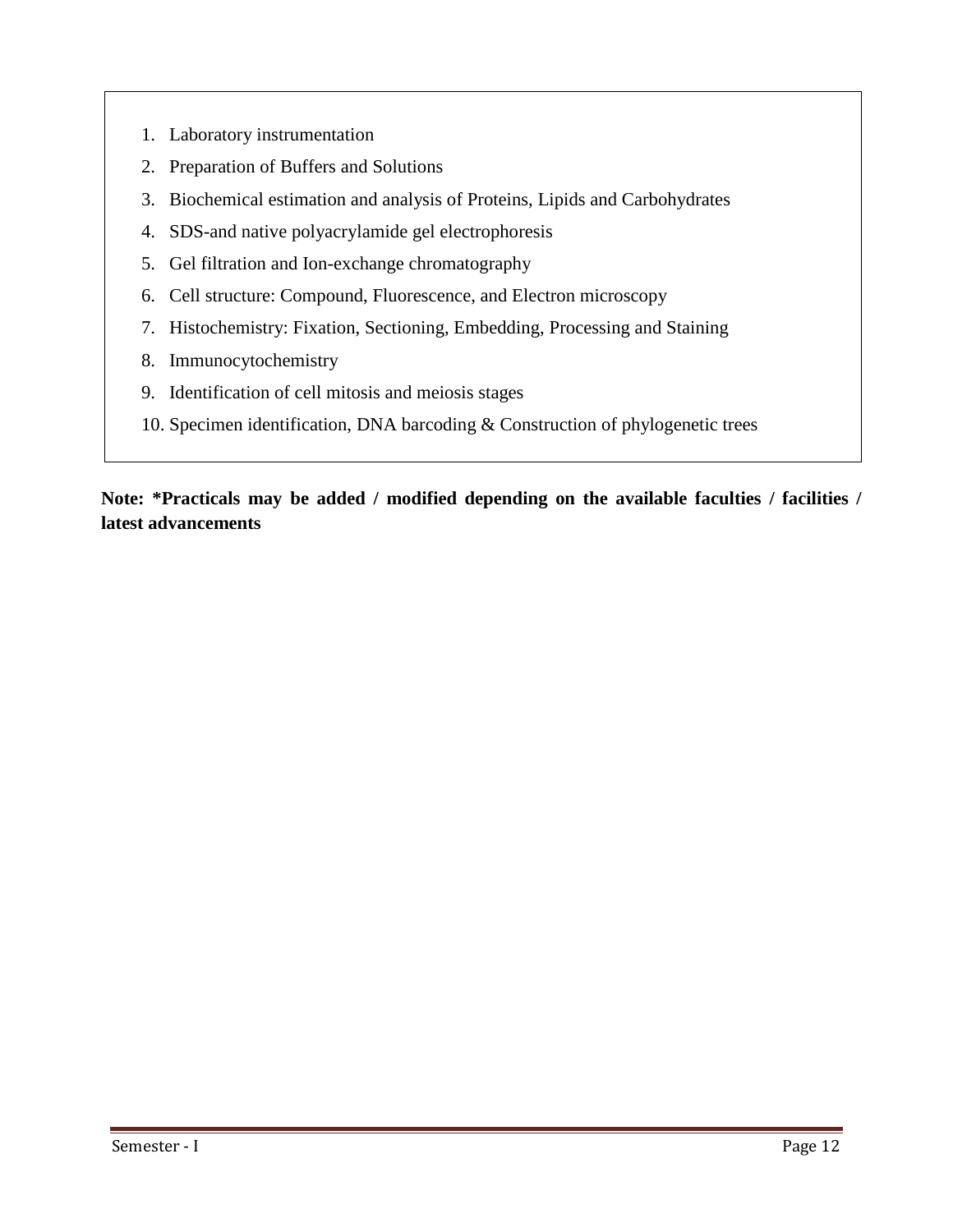1. Laboratory instrumentation
2. Preparation of Buffers and Solutions
3. Biochemical estimation and analysis of Proteins, Lipids and Carbohydrates
4. SDS-and native polyacrylamide gel electrophoresis
5. Gel filtration and Ion-exchange chromatography
6. Cell structure: Compound, Fluorescence, and Electron microscopy
7. Histochemistry: Fixation, Sectioning, Embedding, Processing and Staining
8. Immunocytochemistry
9. Identification of cell mitosis and meiosis stages
10. Specimen identification, DNA barcoding & Construction of phylogenetic trees

**Note: *Practicals may be added / modified depending on the available faculties / facilities / latest advancements**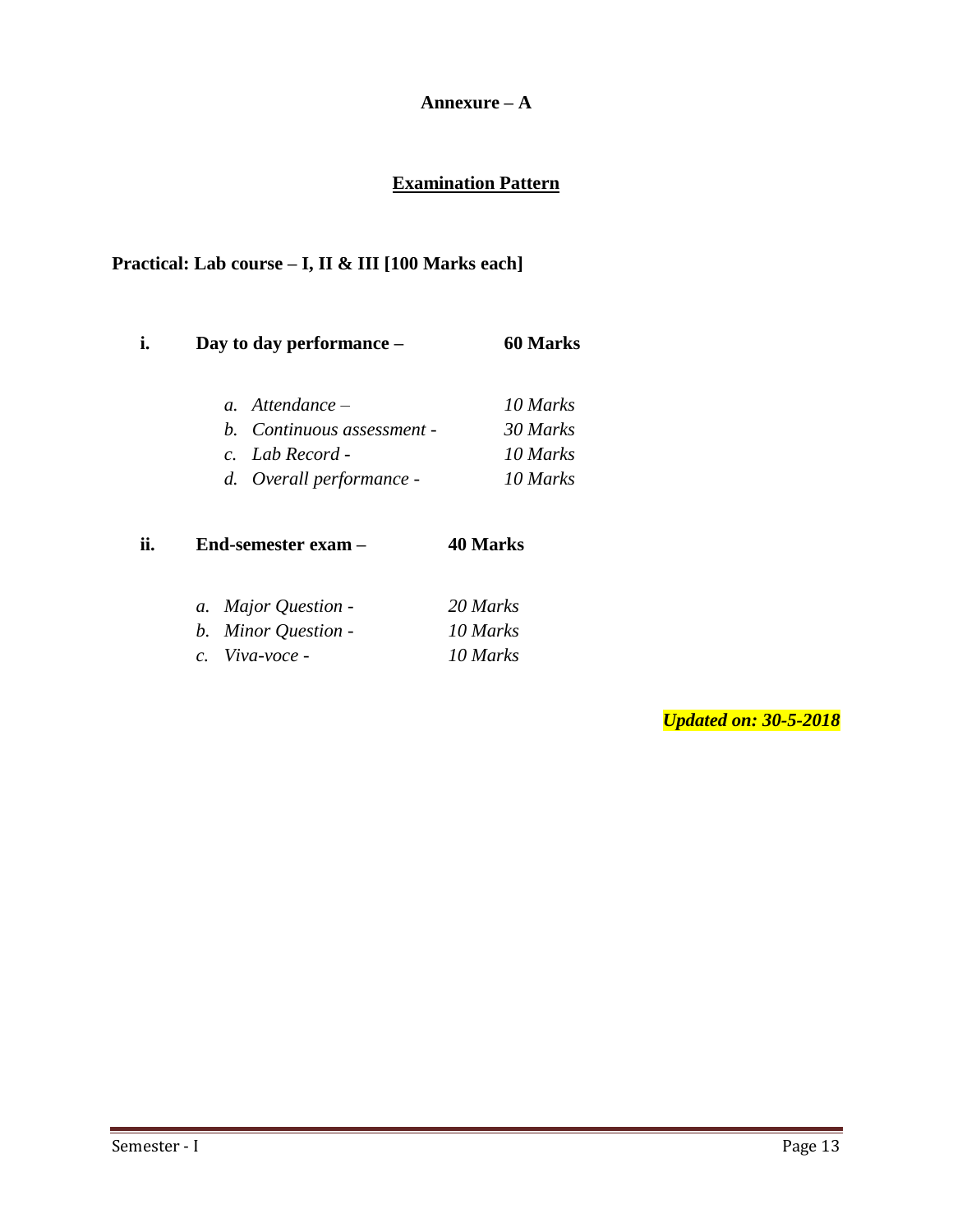**Annexure – A**

## Examination Pattern

**Practical: Lab course – I, II & III [100 Marks each]**

**i. Day to day performance – 60 Marks**

- *a. Attendance – 10 Marks*
- *b. Continuous assessment - 30 Marks*
- *c. Lab Record - 10 Marks*
- *d. Overall performance - 10 Marks*

**ii. End-semester exam – 40 Marks**

- *a. Major Question - 20 Marks*
- *b. Minor Question - 10 Marks*
- *c. Viva-voce - 10 Marks*

***Updated on: 30-5-2018***